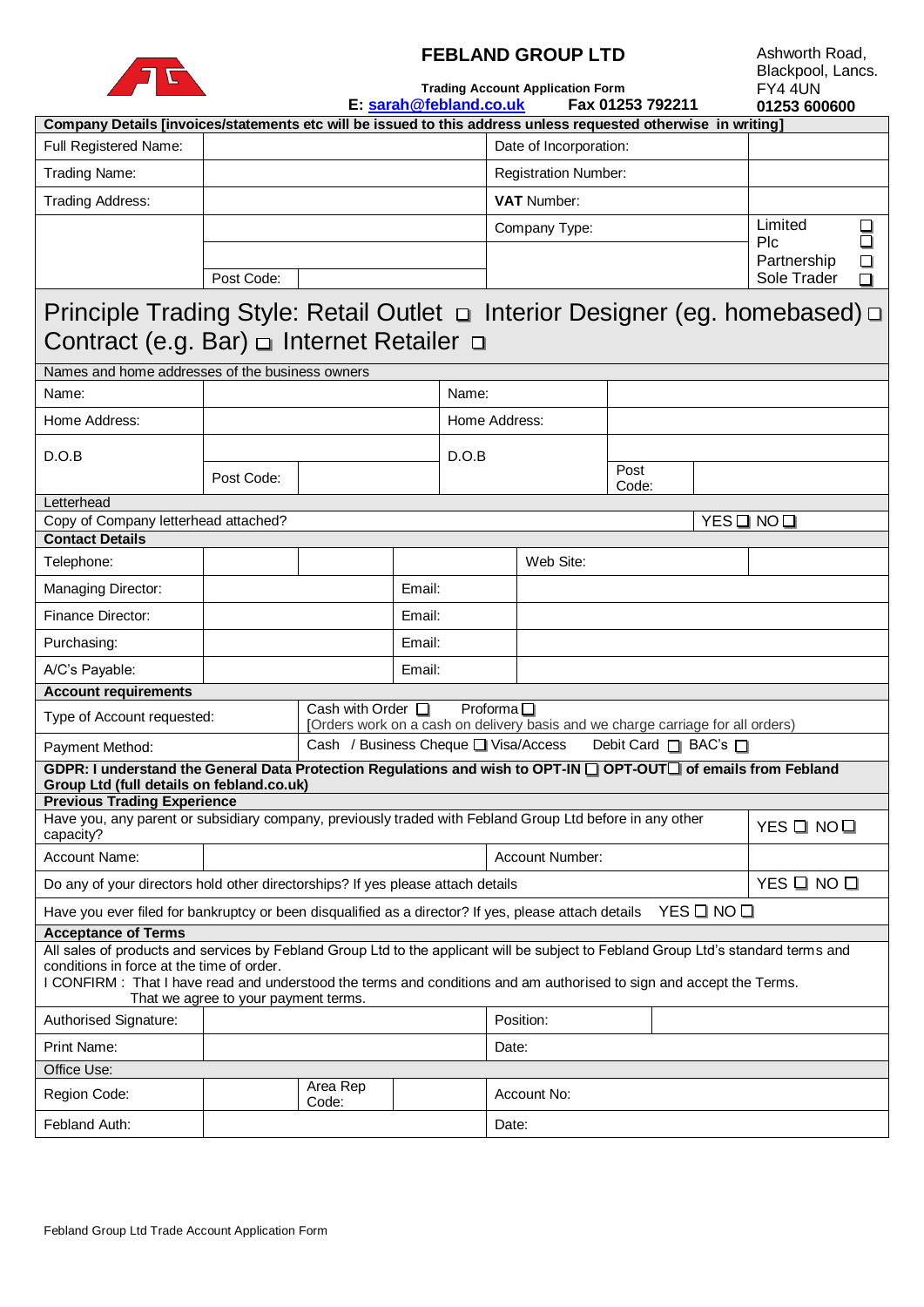# FEBLAND GROUP LTD

**Trading Account Application Form**

**E: sarah@febland.co.uk** **Fax 01253 792211**

Ashworth Road,
Blackpool, Lancs.
FY4 4UN
**01253 600600**

| **Company Details [invoices/statements etc will be issued to this address unless requested otherwise in writing]** | | | |
|---|---|---|---|
| Full Registered Name: | | Date of Incorporation: | |
| Trading Name: | | Registration Number: | |
| Trading Address: | | **VAT** Number: | |
| | | Company Type: | Limited ☐ Plc ☐ Partnership ☐ Sole Trader ☐ |
| | Post Code: | | |

## Principle Trading Style: Retail Outlet ☐ Interior Designer (eg. homebased) ☐ Contract (e.g. Bar) ☐ Internet Retailer ☐

| Names and home addresses of the business owners | | | |
|---|---|---|---|
| Name: | | Name: | |
| Home Address: | | Home Address: | |
| D.O.B | | D.O.B | |
| | Post Code: | | Post Code: |

| Letterhead | |
|---|---|
| Copy of Company letterhead attached? | YES ☐ NO ☐ |

| **Contact Details** | | | |
|---|---|---|---|
| Telephone: | | Web Site: | |
| Managing Director: | | Email: | |
| Finance Director: | | Email: | |
| Purchasing: | | Email: | |
| A/C's Payable: | | Email: | |

| **Account requirements** | |
|---|---|
| Type of Account requested: | Cash with Order ☐ Proforma ☐ [Orders work on a cash on delivery basis and we charge carriage for all orders) |
| Payment Method: | Cash / Business Cheque ☐ Visa/Access Debit Card ☐ BAC's ☐ |

**GDPR: I understand the General Data Protection Regulations and wish to OPT-IN ☐ OPT-OUT☐ of emails from Febland Group Ltd (full details on febland.co.uk)**

| **Previous Trading Experience** | | | |
|---|---|---|---|
| Have you, any parent or subsidiary company, previously traded with Febland Group Ltd before in any other capacity? | | | YES ☐ NO ☐ |
| Account Name: | | Account Number: | |
| Do any of your directors hold other directorships? If yes please attach details | | | YES ☐ NO ☐ |
| Have you ever filed for bankruptcy or been disqualified as a director? If yes, please attach details | | | YES ☐ NO ☐ |

**Acceptance of Terms**

All sales of products and services by Febland Group Ltd to the applicant will be subject to Febland Group Ltd's standard terms and conditions in force at the time of order.

I CONFIRM : That I have read and understood the terms and conditions and am authorised to sign and accept the Terms. That we agree to your payment terms.

| Authorised Signature: | | Position: | |
|---|---|---|---|
| Print Name: | | Date: | |

| Office Use: | | | | | |
|---|---|---|---|---|---|
| Region Code: | | Area Rep Code: | | Account No: | |
| Febland Auth: | | | | Date: | |

Febland Group Ltd Trade Account Application Form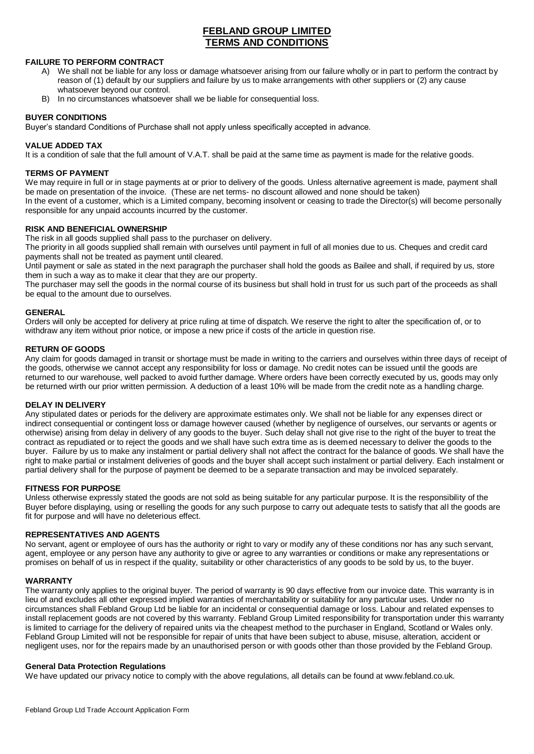# FEBLAND GROUP LIMITED
# TERMS AND CONDITIONS

**FAILURE TO PERFORM CONTRACT**

A) We shall not be liable for any loss or damage whatsoever arising from our failure wholly or in part to perform the contract by reason of (1) default by our suppliers and failure by us to make arrangements with other suppliers or (2) any cause whatsoever beyond our control.

B) In no circumstances whatsoever shall we be liable for consequential loss.

**BUYER CONDITIONS**

Buyer's standard Conditions of Purchase shall not apply unless specifically accepted in advance.

**VALUE ADDED TAX**

It is a condition of sale that the full amount of V.A.T. shall be paid at the same time as payment is made for the relative goods.

**TERMS OF PAYMENT**

We may require in full or in stage payments at or prior to delivery of the goods. Unless alternative agreement is made, payment shall be made on presentation of the invoice. (These are net terms- no discount allowed and none should be taken)
In the event of a customer, which is a Limited company, becoming insolvent or ceasing to trade the Director(s) will become personally responsible for any unpaid accounts incurred by the customer.

**RISK AND BENEFICIAL OWNERSHIP**

The risk in all goods supplied shall pass to the purchaser on delivery.
The priority in all goods supplied shall remain with ourselves until payment in full of all monies due to us. Cheques and credit card payments shall not be treated as payment until cleared.
Until payment or sale as stated in the next paragraph the purchaser shall hold the goods as Bailee and shall, if required by us, store them in such a way as to make it clear that they are our property.
The purchaser may sell the goods in the normal course of its business but shall hold in trust for us such part of the proceeds as shall be equal to the amount due to ourselves.

**GENERAL**

Orders will only be accepted for delivery at price ruling at time of dispatch. We reserve the right to alter the specification of, or to withdraw any item without prior notice, or impose a new price if costs of the article in question rise.

**RETURN OF GOODS**

Any claim for goods damaged in transit or shortage must be made in writing to the carriers and ourselves within three days of receipt of the goods, otherwise we cannot accept any responsibility for loss or damage. No credit notes can be issued until the goods are returned to our warehouse, well packed to avoid further damage. Where orders have been correctly executed by us, goods may only be returned wirth our prior written permission. A deduction of a least 10% will be made from the credit note as a handling charge.

**DELAY IN DELIVERY**

Any stipulated dates or periods for the delivery are approximate estimates only. We shall not be liable for any expenses direct or indirect consequential or contingent loss or damage however caused (whether by negligence of ourselves, our servants or agents or otherwise) arising from delay in delivery of any goods to the buyer. Such delay shall not give rise to the right of the buyer to treat the contract as repudiated or to reject the goods and we shall have such extra time as is deemed necessary to deliver the goods to the buyer. Failure by us to make any instalment or partial delivery shall not affect the contract for the balance of goods. We shall have the right to make partial or instalment deliveries of goods and the buyer shall accept such instalment or partial delivery. Each instalment or partial delivery shall for the purpose of payment be deemed to be a separate transaction and may be involced separately.

**FITNESS FOR PURPOSE**

Unless otherwise expressly stated the goods are not sold as being suitable for any particular purpose. It is the responsibility of the Buyer before displaying, using or reselling the goods for any such purpose to carry out adequate tests to satisfy that all the goods are fit for purpose and will have no deleterious effect.

**REPRESENTATIVES AND AGENTS**

No servant, agent or employee of ours has the authority or right to vary or modify any of these conditions nor has any such servant, agent, employee or any person have any authority to give or agree to any warranties or conditions or make any representations or promises on behalf of us in respect if the quality, suitability or other characteristics of any goods to be sold by us, to the buyer.

**WARRANTY**

The warranty only applies to the original buyer. The period of warranty is 90 days effective from our invoice date. This warranty is in lieu of and excludes all other expressed implied warranties of merchantability or suitability for any particular uses. Under no circumstances shall Febland Group Ltd be liable for an incidental or consequential damage or loss. Labour and related expenses to install replacement goods are not covered by this warranty. Febland Group Limited responsibility for transportation under this warranty is limited to carriage for the delivery of repaired units via the cheapest method to the purchaser in England, Scotland or Wales only. Febland Group Limited will not be responsible for repair of units that have been subject to abuse, misuse, alteration, accident or negligent uses, nor for the repairs made by an unauthorised person or with goods other than those provided by the Febland Group.

**General Data Protection Regulations**

We have updated our privacy notice to comply with the above regulations, all details can be found at www.febland.co.uk.